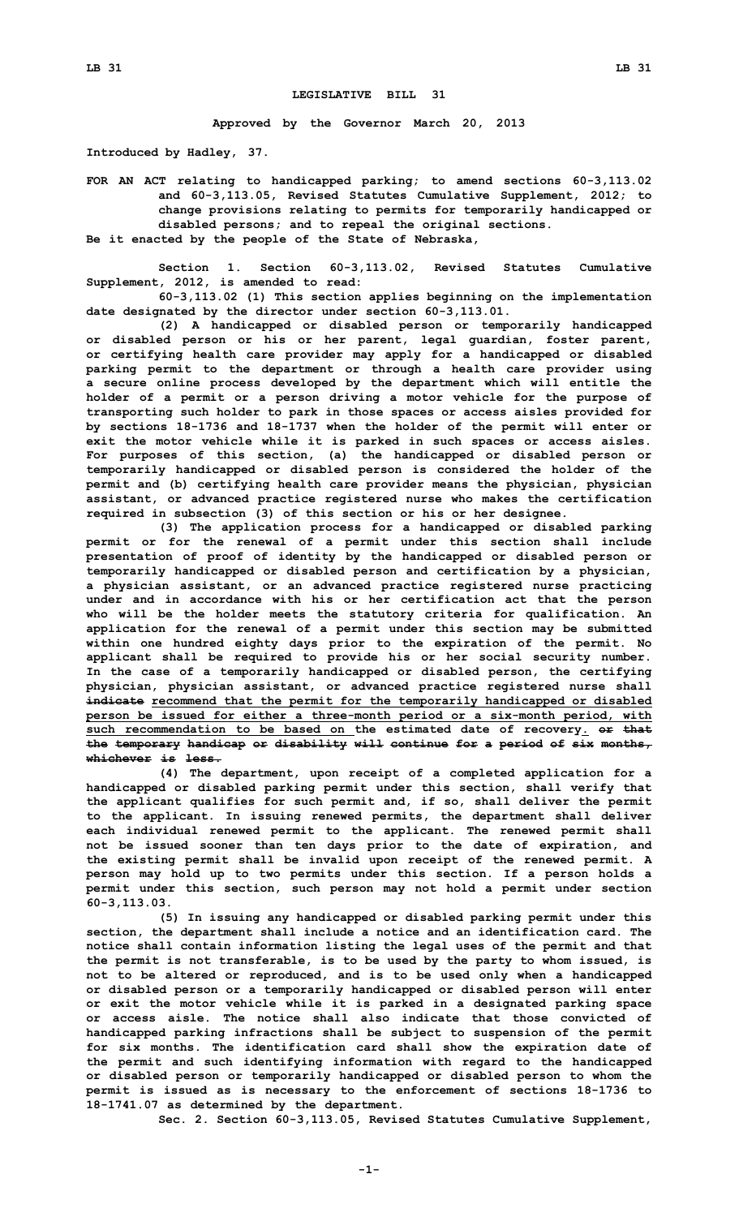# LEGISLATIVE BILL 31

**Approved by the Governor March 20, 2013**

**Introduced by Hadley, 37.**

**FOR AN ACT relating to handicapped parking; to amend sections 60-3,113.02 and 60-3,113.05, Revised Statutes Cumulative Supplement, 2012; to change provisions relating to permits for temporarily handicapped or disabled persons; and to repeal the original sections.**

**Be it enacted by the people of the State of Nebraska,**

**Section 1. Section 60-3,113.02, Revised Statutes Cumulative Supplement, 2012, is amended to read:**

**60-3,113.02 (1) This section applies beginning on the implementation date designated by the director under section 60-3,113.01.**

**(2) A handicapped or disabled person or temporarily handicapped or disabled person or his or her parent, legal guardian, foster parent, or certifying health care provider may apply for a handicapped or disabled parking permit to the department or through a health care provider using a secure online process developed by the department which will entitle the holder of a permit or a person driving a motor vehicle for the purpose of transporting such holder to park in those spaces or access aisles provided for by sections 18-1736 and 18-1737 when the holder of the permit will enter or exit the motor vehicle while it is parked in such spaces or access aisles. For purposes of this section, (a) the handicapped or disabled person or temporarily handicapped or disabled person is considered the holder of the permit and (b) certifying health care provider means the physician, physician assistant, or advanced practice registered nurse who makes the certification required in subsection (3) of this section or his or her designee.**

**(3) The application process for a handicapped or disabled parking permit or for the renewal of a permit under this section shall include presentation of proof of identity by the handicapped or disabled person or temporarily handicapped or disabled person and certification by a physician, a physician assistant, or an advanced practice registered nurse practicing under and in accordance with his or her certification act that the person who will be the holder meets the statutory criteria for qualification. An application for the renewal of a permit under this section may be submitted within one hundred eighty days prior to the expiration of the permit. No applicant shall be required to provide his or her social security number. In the case of a temporarily handicapped or disabled person, the certifying physician, physician assistant, or advanced practice registered nurse shall ~~indicate~~ <u>recommend that the permit for the temporarily handicapped or disabled person be issued for either a three-month period or a six-month period, with such recommendation to be based on</u> the estimated date of recovery<u>.</u> ~~or that the temporary handicap or disability will continue for a period of six months, whichever is less.~~**

**(4) The department, upon receipt of a completed application for a handicapped or disabled parking permit under this section, shall verify that the applicant qualifies for such permit and, if so, shall deliver the permit to the applicant. In issuing renewed permits, the department shall deliver each individual renewed permit to the applicant. The renewed permit shall not be issued sooner than ten days prior to the date of expiration, and the existing permit shall be invalid upon receipt of the renewed permit. A person may hold up to two permits under this section. If a person holds a permit under this section, such person may not hold a permit under section 60-3,113.03.**

**(5) In issuing any handicapped or disabled parking permit under this section, the department shall include a notice and an identification card. The notice shall contain information listing the legal uses of the permit and that the permit is not transferable, is to be used by the party to whom issued, is not to be altered or reproduced, and is to be used only when a handicapped or disabled person or a temporarily handicapped or disabled person will enter or exit the motor vehicle while it is parked in a designated parking space or access aisle. The notice shall also indicate that those convicted of handicapped parking infractions shall be subject to suspension of the permit for six months. The identification card shall show the expiration date of the permit and such identifying information with regard to the handicapped or disabled person or temporarily handicapped or disabled person to whom the permit is issued as is necessary to the enforcement of sections 18-1736 to 18-1741.07 as determined by the department.**

**Sec. 2. Section 60-3,113.05, Revised Statutes Cumulative Supplement,**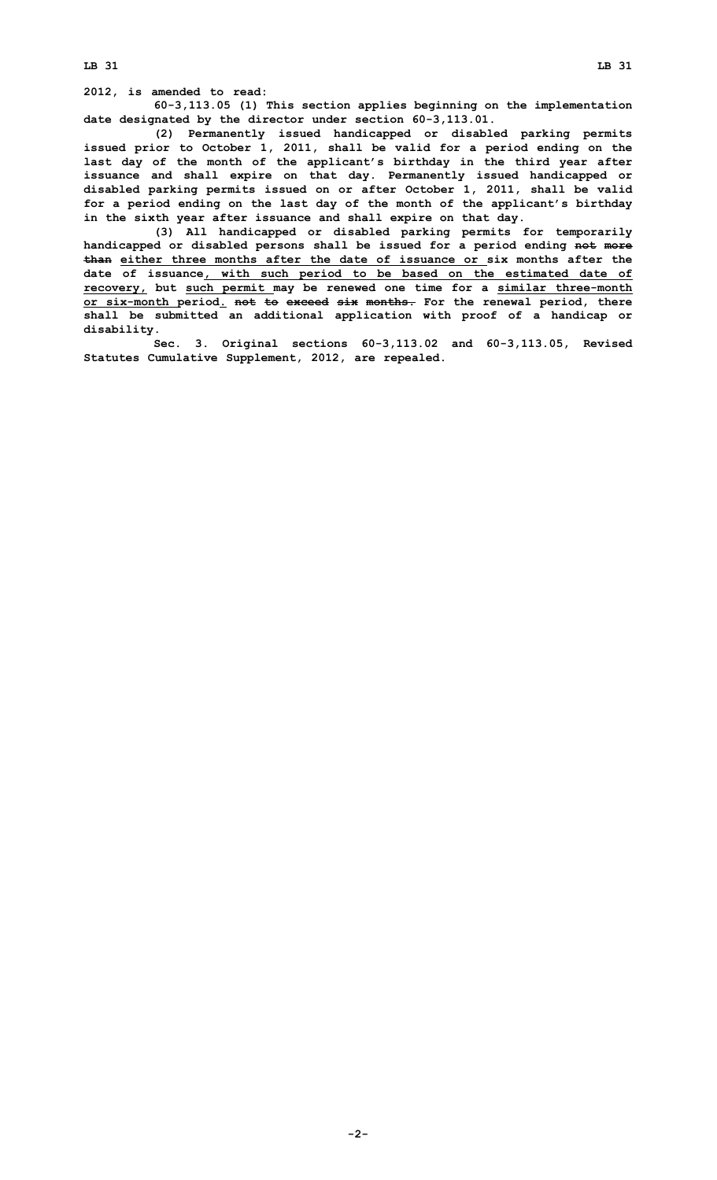2012, is amended to read:

60-3,113.05 (1) This section applies beginning on the implementation date designated by the director under section 60-3,113.01.

(2) Permanently issued handicapped or disabled parking permits issued prior to October 1, 2011, shall be valid for a period ending on the last day of the month of the applicant's birthday in the third year after issuance and shall expire on that day. Permanently issued handicapped or disabled parking permits issued on or after October 1, 2011, shall be valid for a period ending on the last day of the month of the applicant's birthday in the sixth year after issuance and shall expire on that day.

(3) All handicapped or disabled parking permits for temporarily handicapped or disabled persons shall be issued for a period ending ~~not more than~~ either three months after the date of issuance or six months after the date of issuance, with such period to be based on the estimated date of recovery, but such permit may be renewed one time for a similar three-month or six-month period. ~~not to exceed six months.~~ For the renewal period, there shall be submitted an additional application with proof of a handicap or disability.

Sec. 3. Original sections 60-3,113.02 and 60-3,113.05, Revised Statutes Cumulative Supplement, 2012, are repealed.